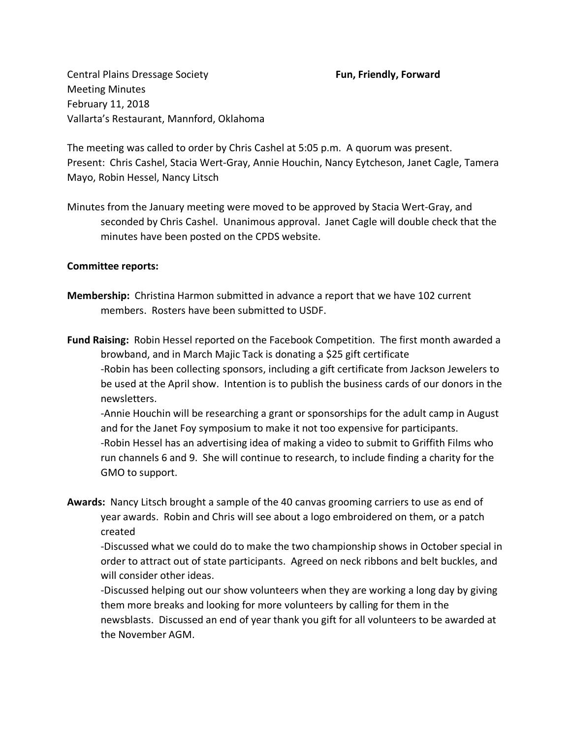Central Plains Dressage Society **Fun, Friendly, Forward**
Meeting Minutes
February 11, 2018
Vallarta's Restaurant, Mannford, Oklahoma

The meeting was called to order by Chris Cashel at 5:05 p.m. A quorum was present.
Present: Chris Cashel, Stacia Wert-Gray, Annie Houchin, Nancy Eytcheson, Janet Cagle, Tamera Mayo, Robin Hessel, Nancy Litsch

Minutes from the January meeting were moved to be approved by Stacia Wert-Gray, and seconded by Chris Cashel. Unanimous approval. Janet Cagle will double check that the minutes have been posted on the CPDS website.

**Committee reports:**

**Membership:** Christina Harmon submitted in advance a report that we have 102 current members. Rosters have been submitted to USDF.

**Fund Raising:** Robin Hessel reported on the Facebook Competition. The first month awarded a browband, and in March Majic Tack is donating a $25 gift certificate

-Robin has been collecting sponsors, including a gift certificate from Jackson Jewelers to be used at the April show. Intention is to publish the business cards of our donors in the newsletters.

-Annie Houchin will be researching a grant or sponsorships for the adult camp in August and for the Janet Foy symposium to make it not too expensive for participants.

-Robin Hessel has an advertising idea of making a video to submit to Griffith Films who run channels 6 and 9. She will continue to research, to include finding a charity for the GMO to support.

**Awards:** Nancy Litsch brought a sample of the 40 canvas grooming carriers to use as end of year awards. Robin and Chris will see about a logo embroidered on them, or a patch created

-Discussed what we could do to make the two championship shows in October special in order to attract out of state participants. Agreed on neck ribbons and belt buckles, and will consider other ideas.

-Discussed helping out our show volunteers when they are working a long day by giving them more breaks and looking for more volunteers by calling for them in the newsblasts. Discussed an end of year thank you gift for all volunteers to be awarded at the November AGM.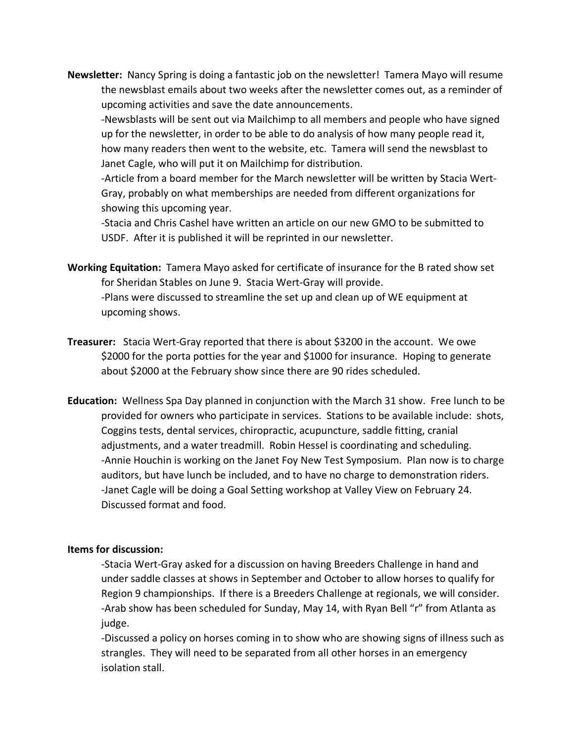**Newsletter:** Nancy Spring is doing a fantastic job on the newsletter! Tamera Mayo will resume the newsblast emails about two weeks after the newsletter comes out, as a reminder of upcoming activities and save the date announcements.

-Newsblasts will be sent out via Mailchimp to all members and people who have signed up for the newsletter, in order to be able to do analysis of how many people read it, how many readers then went to the website, etc. Tamera will send the newsblast to Janet Cagle, who will put it on Mailchimp for distribution.

-Article from a board member for the March newsletter will be written by Stacia Wert-Gray, probably on what memberships are needed from different organizations for showing this upcoming year.

-Stacia and Chris Cashel have written an article on our new GMO to be submitted to USDF. After it is published it will be reprinted in our newsletter.

**Working Equitation:** Tamera Mayo asked for certificate of insurance for the B rated show set for Sheridan Stables on June 9. Stacia Wert-Gray will provide.

-Plans were discussed to streamline the set up and clean up of WE equipment at upcoming shows.

**Treasurer:** Stacia Wert-Gray reported that there is about $3200 in the account. We owe $2000 for the porta potties for the year and $1000 for insurance. Hoping to generate about $2000 at the February show since there are 90 rides scheduled.

**Education:** Wellness Spa Day planned in conjunction with the March 31 show. Free lunch to be provided for owners who participate in services. Stations to be available include: shots, Coggins tests, dental services, chiropractic, acupuncture, saddle fitting, cranial adjustments, and a water treadmill. Robin Hessel is coordinating and scheduling.

-Annie Houchin is working on the Janet Foy New Test Symposium. Plan now is to charge auditors, but have lunch be included, and to have no charge to demonstration riders.

-Janet Cagle will be doing a Goal Setting workshop at Valley View on February 24. Discussed format and food.

**Items for discussion:**

-Stacia Wert-Gray asked for a discussion on having Breeders Challenge in hand and under saddle classes at shows in September and October to allow horses to qualify for Region 9 championships. If there is a Breeders Challenge at regionals, we will consider.

-Arab show has been scheduled for Sunday, May 14, with Ryan Bell "r" from Atlanta as judge.

-Discussed a policy on horses coming in to show who are showing signs of illness such as strangles. They will need to be separated from all other horses in an emergency isolation stall.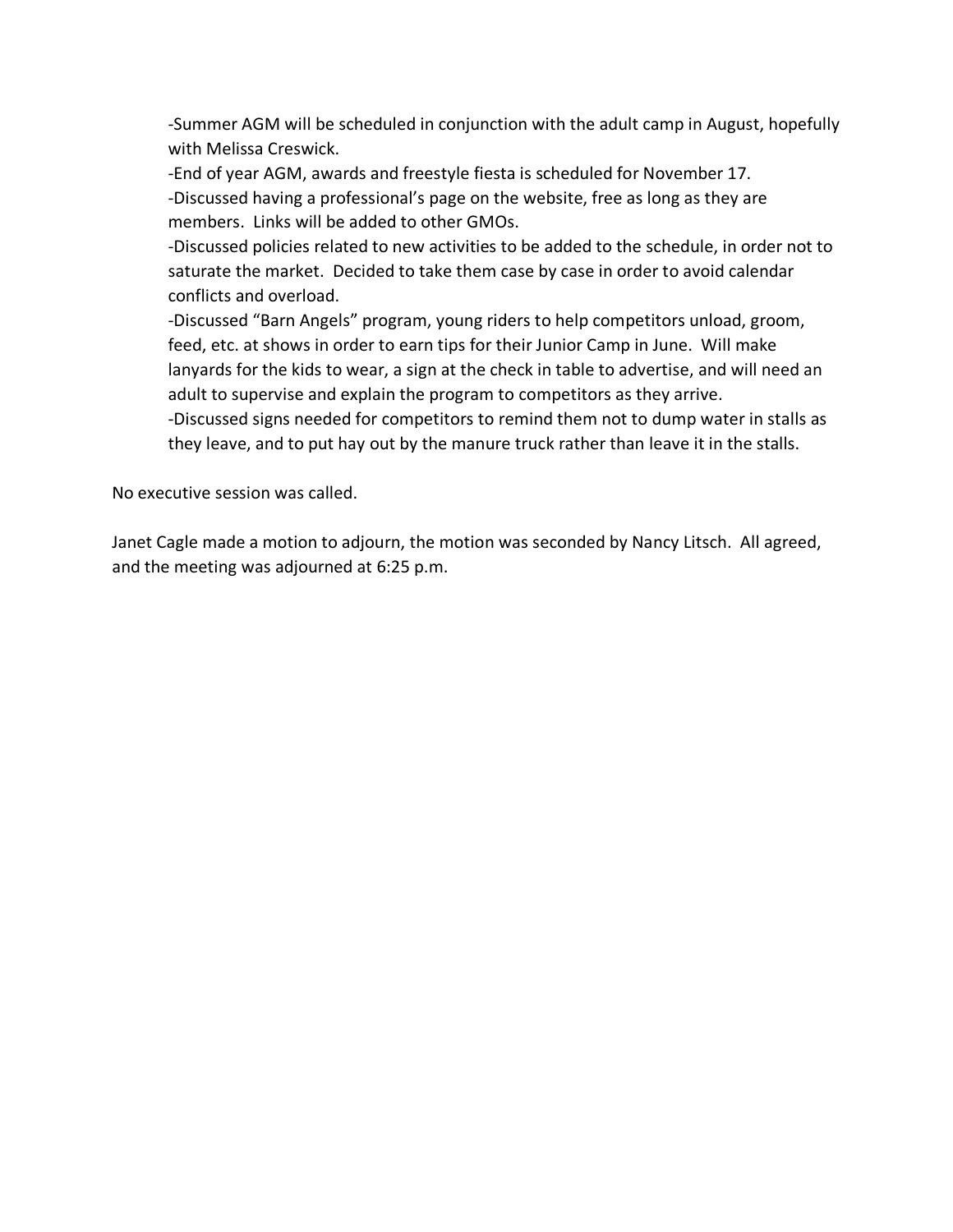-Summer AGM will be scheduled in conjunction with the adult camp in August, hopefully with Melissa Creswick.

-End of year AGM, awards and freestyle fiesta is scheduled for November 17.

-Discussed having a professional's page on the website, free as long as they are members. Links will be added to other GMOs.

-Discussed policies related to new activities to be added to the schedule, in order not to saturate the market. Decided to take them case by case in order to avoid calendar conflicts and overload.

-Discussed "Barn Angels" program, young riders to help competitors unload, groom, feed, etc. at shows in order to earn tips for their Junior Camp in June. Will make lanyards for the kids to wear, a sign at the check in table to advertise, and will need an adult to supervise and explain the program to competitors as they arrive.

-Discussed signs needed for competitors to remind them not to dump water in stalls as they leave, and to put hay out by the manure truck rather than leave it in the stalls.

No executive session was called.

Janet Cagle made a motion to adjourn, the motion was seconded by Nancy Litsch. All agreed, and the meeting was adjourned at 6:25 p.m.